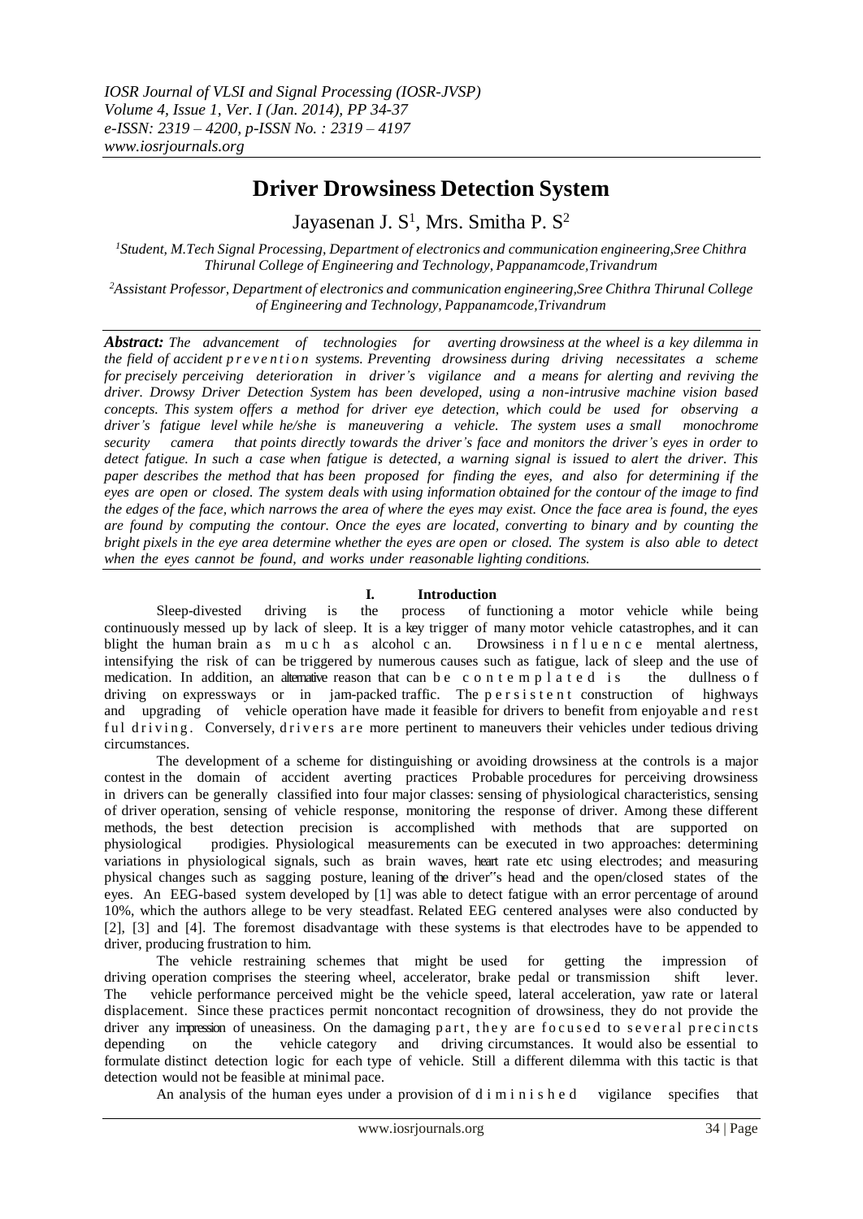# Driver Drowsiness Detection System

Jayasenan J. S[1], Mrs. Smitha P. S[2]

*[1]Student, M.Tech Signal Processing, Department of electronics and communication engineering,Sree Chithra Thirunal College of Engineering and Technology, Pappanamcode,Trivandrum*

*[2]Assistant Professor, Department of electronics and communication engineering,Sree Chithra Thirunal College of Engineering and Technology, Pappanamcode,Trivandrum*

***Abstract:*** *The advancement of technologies for averting drowsiness at the wheel is a key dilemma in the field of accident prevention systems. Preventing drowsiness during driving necessitates a scheme for precisely perceiving deterioration in driver's vigilance and a means for alerting and reviving the driver. Drowsy Driver Detection System has been developed, using a non-intrusive machine vision based concepts. This system offers a method for driver eye detection, which could be used for observing a driver's fatigue level while he/she is maneuvering a vehicle. The system uses a small monochrome security camera that points directly towards the driver's face and monitors the driver's eyes in order to detect fatigue. In such a case when fatigue is detected, a warning signal is issued to alert the driver. This paper describes the method that has been proposed for finding the eyes, and also for determining if the eyes are open or closed. The system deals with using information obtained for the contour of the image to find the edges of the face, which narrows the area of where the eyes may exist. Once the face area is found, the eyes are found by computing the contour. Once the eyes are located, converting to binary and by counting the bright pixels in the eye area determine whether the eyes are open or closed. The system is also able to detect when the eyes cannot be found, and works under reasonable lighting conditions.*

## I. Introduction

Sleep-divested driving is the process of functioning a motor vehicle while being continuously messed up by lack of sleep. It is a key trigger of many motor vehicle catastrophes, and it can blight the human brain as much as alcohol can. Drowsiness influence mental alertness, intensifying the risk of can be triggered by numerous causes such as fatigue, lack of sleep and the use of medication. In addition, an alternative reason that can be contemplated is the dullness of driving on expressways or in jam-packed traffic. The persistent construction of highways and upgrading of vehicle operation have made it feasible for drivers to benefit from enjoyable and restful driving. Conversely, drivers are more pertinent to maneuvers their vehicles under tedious driving circumstances.

The development of a scheme for distinguishing or avoiding drowsiness at the controls is a major contest in the domain of accident averting practices Probable procedures for perceiving drowsiness in drivers can be generally classified into four major classes: sensing of physiological characteristics, sensing of driver operation, sensing of vehicle response, monitoring the response of driver. Among these different methods, the best detection precision is accomplished with methods that are supported on physiological prodigies. Physiological measurements can be executed in two approaches: determining variations in physiological signals, such as brain waves, heart rate etc using electrodes; and measuring physical changes such as sagging posture, leaning of the driver"s head and the open/closed states of the eyes. An EEG-based system developed by [1] was able to detect fatigue with an error percentage of around 10%, which the authors allege to be very steadfast. Related EEG centered analyses were also conducted by [2], [3] and [4]. The foremost disadvantage with these systems is that electrodes have to be appended to driver, producing frustration to him.

The vehicle restraining schemes that might be used for getting the impression of driving operation comprises the steering wheel, accelerator, brake pedal or transmission shift lever. The vehicle performance perceived might be the vehicle speed, lateral acceleration, yaw rate or lateral displacement. Since these practices permit noncontact recognition of drowsiness, they do not provide the driver any impression of uneasiness. On the damaging part, they are focused to several precincts depending on the vehicle category and driving circumstances. It would also be essential to formulate distinct detection logic for each type of vehicle. Still a different dilemma with this tactic is that detection would not be feasible at minimal pace.

An analysis of the human eyes under a provision of diminished vigilance specifies that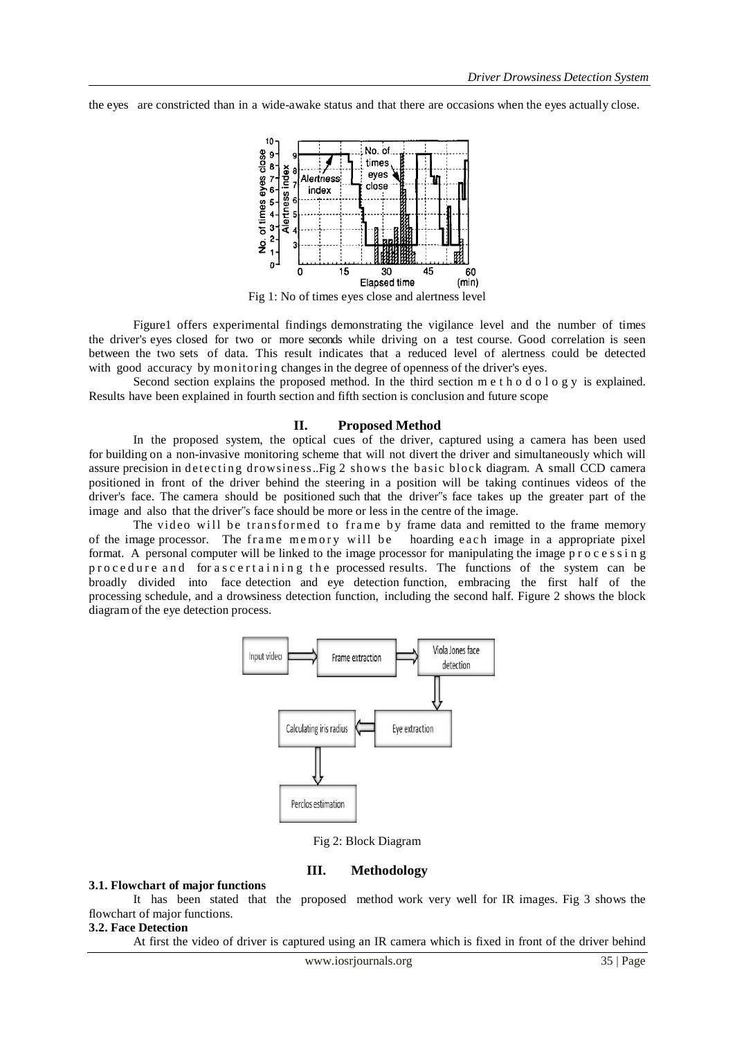the eyes are constricted than in a wide-awake status and that there are occasions when the eyes actually close.

Fig 1: No of times eyes close and alertness level

Figure1 offers experimental findings demonstrating the vigilance level and the number of times the driver's eyes closed for two or more seconds while driving on a test course. Good correlation is seen between the two sets of data. This result indicates that a reduced level of alertness could be detected with good accuracy by monitoring changes in the degree of openness of the driver's eyes.

Second section explains the proposed method. In the third section methodology is explained. Results have been explained in fourth section and fifth section is conclusion and future scope

## II. Proposed Method

In the proposed system, the optical cues of the driver, captured using a camera has been used for building on a non-invasive monitoring scheme that will not divert the driver and simultaneously which will assure precision in detecting drowsiness..Fig 2 shows the basic block diagram. A small CCD camera positioned in front of the driver behind the steering in a position will be taking continues videos of the driver's face. The camera should be positioned such that the driver"s face takes up the greater part of the image and also that the driver"s face should be more or less in the centre of the image.

The video will be transformed to frame by frame data and remitted to the frame memory of the image processor. The frame memory will be hoarding each image in a appropriate pixel format. A personal computer will be linked to the image processor for manipulating the image processing procedure and for ascertaining the processed results. The functions of the system can be broadly divided into face detection and eye detection function, embracing the first half of the processing schedule, and a drowsiness detection function, including the second half. Figure 2 shows the block diagram of the eye detection process.

Fig 2: Block Diagram

## III. Methodology

### 3.1. Flowchart of major functions

It has been stated that the proposed method work very well for IR images. Fig 3 shows the flowchart of major functions.

### 3.2. Face Detection

At first the video of driver is captured using an IR camera which is fixed in front of the driver behind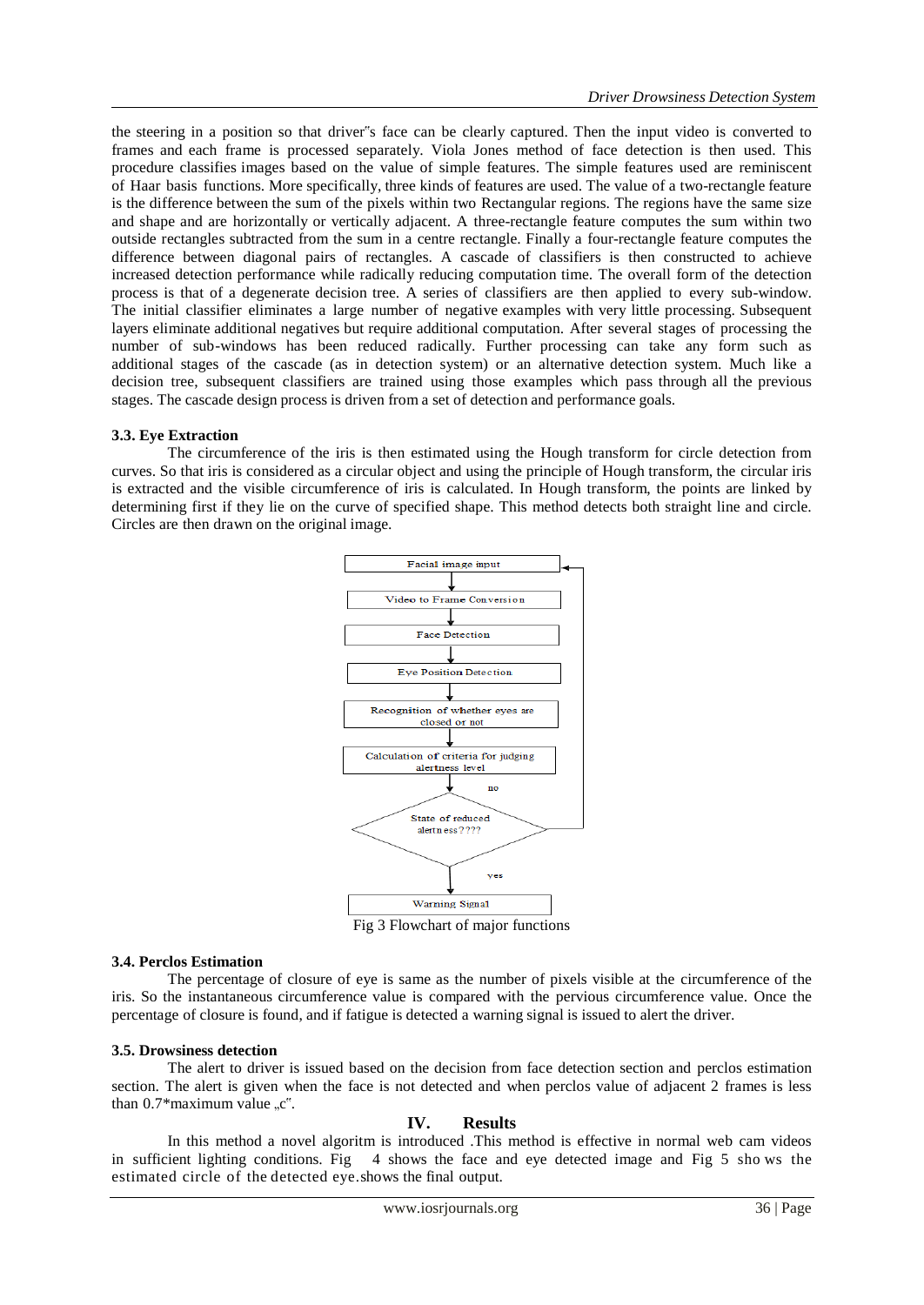the steering in a position so that driver‟s face can be clearly captured. Then the input video is converted to frames and each frame is processed separately. Viola Jones method of face detection is then used. This procedure classifies images based on the value of simple features. The simple features used are reminiscent of Haar basis functions. More specifically, three kinds of features are used. The value of a two-rectangle feature is the difference between the sum of the pixels within two Rectangular regions. The regions have the same size and shape and are horizontally or vertically adjacent. A three-rectangle feature computes the sum within two outside rectangles subtracted from the sum in a centre rectangle. Finally a four-rectangle feature computes the difference between diagonal pairs of rectangles. A cascade of classifiers is then constructed to achieve increased detection performance while radically reducing computation time. The overall form of the detection process is that of a degenerate decision tree. A series of classifiers are then applied to every sub-window. The initial classifier eliminates a large number of negative examples with very little processing. Subsequent layers eliminate additional negatives but require additional computation. After several stages of processing the number of sub-windows has been reduced radically. Further processing can take any form such as additional stages of the cascade (as in detection system) or an alternative detection system. Much like a decision tree, subsequent classifiers are trained using those examples which pass through all the previous stages. The cascade design process is driven from a set of detection and performance goals.

### 3.3. Eye Extraction

The circumference of the iris is then estimated using the Hough transform for circle detection from curves. So that iris is considered as a circular object and using the principle of Hough transform, the circular iris is extracted and the visible circumference of iris is calculated. In Hough transform, the points are linked by determining first if they lie on the curve of specified shape. This method detects both straight line and circle. Circles are then drawn on the original image.

Facial image input → Video to Frame Conversion → Face Detection → Eye Position Detection → Recognition of whether eyes are closed or not → Calculation of criteria for judging alertness level → State of reduced alertness???? (no → back to Facial image input; yes → Warning Signal)

Fig 3 Flowchart of major functions

### 3.4. Perclos Estimation

The percentage of closure of eye is same as the number of pixels visible at the circumference of the iris. So the instantaneous circumference value is compared with the pervious circumference value. Once the percentage of closure is found, and if fatigue is detected a warning signal is issued to alert the driver.

### 3.5. Drowsiness detection

The alert to driver is issued based on the decision from face detection section and perclos estimation section. The alert is given when the face is not detected and when perclos value of adjacent 2 frames is less than 0.7*maximum value „c‟.

## IV. Results

In this method a novel algoritm is introduced .This method is effective in normal web cam videos in sufficient lighting conditions. Fig 4 shows the face and eye detected image and Fig 5 sho ws the estimated circle of the detected eye.shows the final output.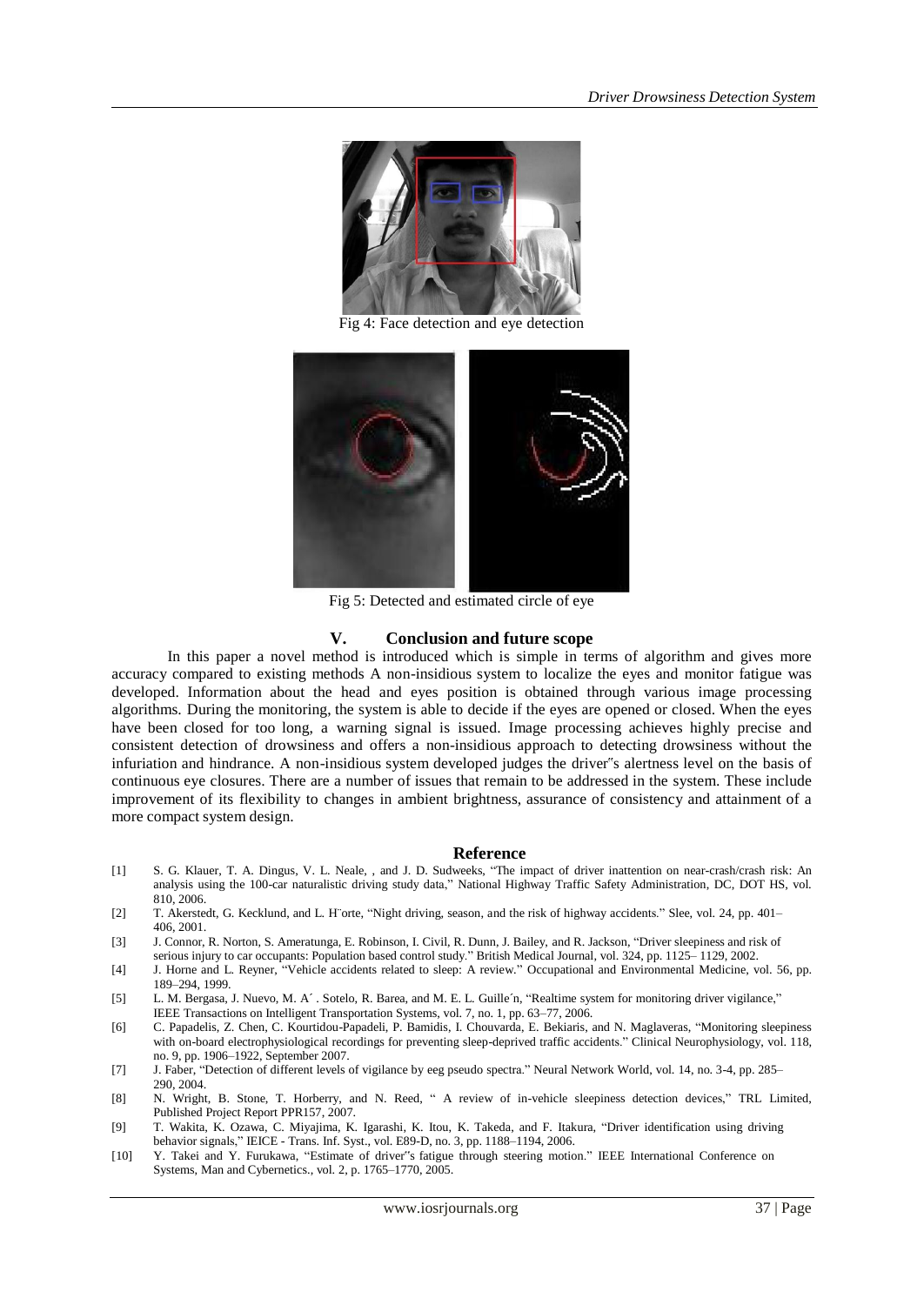Fig 4: Face detection and eye detection

Fig 5: Detected and estimated circle of eye

## V. Conclusion and future scope

In this paper a novel method is introduced which is simple in terms of algorithm and gives more accuracy compared to existing methods A non-insidious system to localize the eyes and monitor fatigue was developed. Information about the head and eyes position is obtained through various image processing algorithms. During the monitoring, the system is able to decide if the eyes are opened or closed. When the eyes have been closed for too long, a warning signal is issued. Image processing achieves highly precise and consistent detection of drowsiness and offers a non-insidious approach to detecting drowsiness without the infuriation and hindrance. A non-insidious system developed judges the driver‟s alertness level on the basis of continuous eye closures. There are a number of issues that remain to be addressed in the system. These include improvement of its flexibility to changes in ambient brightness, assurance of consistency and attainment of a more compact system design.

## Reference

[1] S. G. Klauer, T. A. Dingus, V. L. Neale, , and J. D. Sudweeks, "The impact of driver inattention on near-crash/crash risk: An analysis using the 100-car naturalistic driving study data," National Highway Traffic Safety Administration, DC, DOT HS, vol. 810, 2006.

[2] T. Akerstedt, G. Kecklund, and L. H¨orte, "Night driving, season, and the risk of highway accidents." Slee, vol. 24, pp. 401–406, 2001.

[3] J. Connor, R. Norton, S. Ameratunga, E. Robinson, I. Civil, R. Dunn, J. Bailey, and R. Jackson, "Driver sleepiness and risk of serious injury to car occupants: Population based control study." British Medical Journal, vol. 324, pp. 1125– 1129, 2002.

[4] J. Horne and L. Reyner, "Vehicle accidents related to sleep: A review." Occupational and Environmental Medicine, vol. 56, pp. 189–294, 1999.

[5] L. M. Bergasa, J. Nuevo, M. A´ . Sotelo, R. Barea, and M. E. L. Guille´n, "Realtime system for monitoring driver vigilance," IEEE Transactions on Intelligent Transportation Systems, vol. 7, no. 1, pp. 63–77, 2006.

[6] C. Papadelis, Z. Chen, C. Kourtidou-Papadeli, P. Bamidis, I. Chouvarda, E. Bekiaris, and N. Maglaveras, "Monitoring sleepiness with on-board electrophysiological recordings for preventing sleep-deprived traffic accidents." Clinical Neurophysiology, vol. 118, no. 9, pp. 1906–1922, September 2007.

[7] J. Faber, "Detection of different levels of vigilance by eeg pseudo spectra." Neural Network World, vol. 14, no. 3-4, pp. 285–290, 2004.

[8] N. Wright, B. Stone, T. Horberry, and N. Reed, " A review of in-vehicle sleepiness detection devices," TRL Limited, Published Project Report PPR157, 2007.

[9] T. Wakita, K. Ozawa, C. Miyajima, K. Igarashi, K. Itou, K. Takeda, and F. Itakura, "Driver identification using driving behavior signals," IEICE - Trans. Inf. Syst., vol. E89-D, no. 3, pp. 1188–1194, 2006.

[10] Y. Takei and Y. Furukawa, "Estimate of driver‟s fatigue through steering motion." IEEE International Conference on Systems, Man and Cybernetics., vol. 2, p. 1765–1770, 2005.